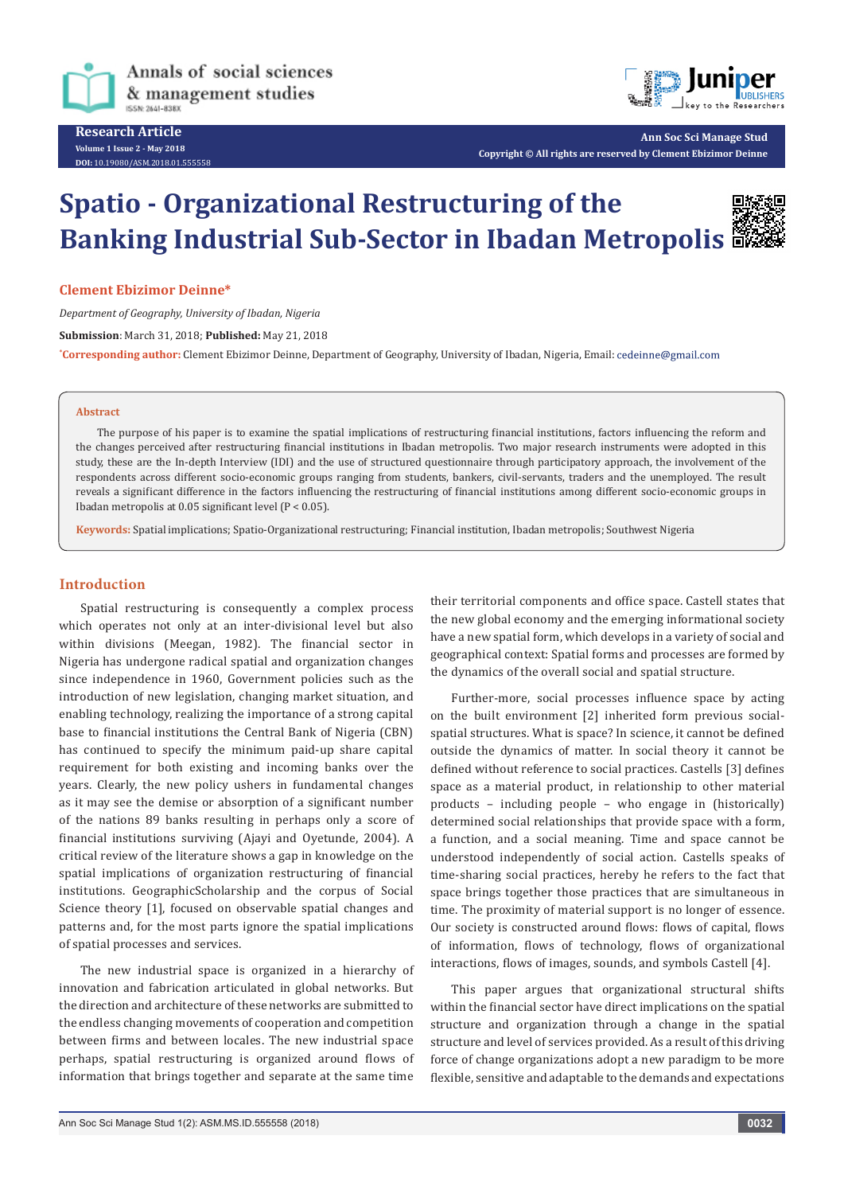# Spatio - Organizational Restructuring of the Banking Industrial Sub-Sector in Ibadan Metropolis

**Clement Ebizimor Deinne***

*Department of Geography, University of Ibadan, Nigeria*

**Submission**: March 31, 2018; **Published:** May 21, 2018

***Corresponding author:** Clement Ebizimor Deinne, Department of Geography, University of Ibadan, Nigeria, Email: cedeinne@gmail.com

## Abstract

The purpose of his paper is to examine the spatial implications of restructuring financial institutions, factors influencing the reform and the changes perceived after restructuring financial institutions in Ibadan metropolis. Two major research instruments were adopted in this study, these are the In-depth Interview (IDI) and the use of structured questionnaire through participatory approach, the involvement of the respondents across different socio-economic groups ranging from students, bankers, civil-servants, traders and the unemployed. The result reveals a significant difference in the factors influencing the restructuring of financial institutions among different socio-economic groups in Ibadan metropolis at 0.05 significant level ($P < 0.05$).

**Keywords:** Spatial implications; Spatio-Organizational restructuring; Financial institution, Ibadan metropolis; Southwest Nigeria

## Introduction

Spatial restructuring is consequently a complex process which operates not only at an inter-divisional level but also within divisions (Meegan, 1982). The financial sector in Nigeria has undergone radical spatial and organization changes since independence in 1960, Government policies such as the introduction of new legislation, changing market situation, and enabling technology, realizing the importance of a strong capital base to financial institutions the Central Bank of Nigeria (CBN) has continued to specify the minimum paid-up share capital requirement for both existing and incoming banks over the years. Clearly, the new policy ushers in fundamental changes as it may see the demise or absorption of a significant number of the nations 89 banks resulting in perhaps only a score of financial institutions surviving (Ajayi and Oyetunde, 2004). A critical review of the literature shows a gap in knowledge on the spatial implications of organization restructuring of financial institutions. GeographicScholarship and the corpus of Social Science theory [1], focused on observable spatial changes and patterns and, for the most parts ignore the spatial implications of spatial processes and services.

The new industrial space is organized in a hierarchy of innovation and fabrication articulated in global networks. But the direction and architecture of these networks are submitted to the endless changing movements of cooperation and competition between firms and between locales. The new industrial space perhaps, spatial restructuring is organized around flows of information that brings together and separate at the same time their territorial components and office space. Castell states that the new global economy and the emerging informational society have a new spatial form, which develops in a variety of social and geographical context: Spatial forms and processes are formed by the dynamics of the overall social and spatial structure.

Further-more, social processes influence space by acting on the built environment [2] inherited form previous social-spatial structures. What is space? In science, it cannot be defined outside the dynamics of matter. In social theory it cannot be defined without reference to social practices. Castells [3] defines space as a material product, in relationship to other material products – including people – who engage in (historically) determined social relationships that provide space with a form, a function, and a social meaning. Time and space cannot be understood independently of social action. Castells speaks of time-sharing social practices, hereby he refers to the fact that space brings together those practices that are simultaneous in time. The proximity of material support is no longer of essence. Our society is constructed around flows: flows of capital, flows of information, flows of technology, flows of organizational interactions, flows of images, sounds, and symbols Castell [4].

This paper argues that organizational structural shifts within the financial sector have direct implications on the spatial structure and organization through a change in the spatial structure and level of services provided. As a result of this driving force of change organizations adopt a new paradigm to be more flexible, sensitive and adaptable to the demands and expectations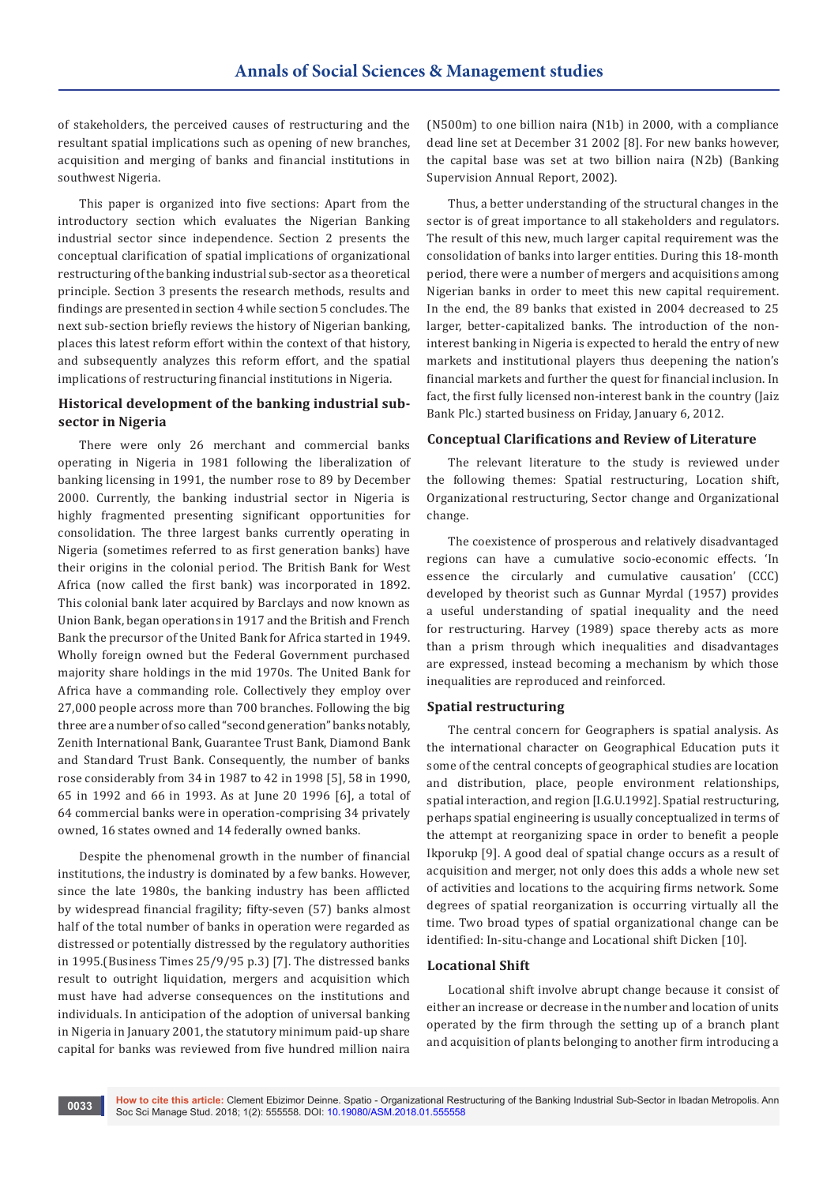of stakeholders, the perceived causes of restructuring and the resultant spatial implications such as opening of new branches, acquisition and merging of banks and financial institutions in southwest Nigeria.

This paper is organized into five sections: Apart from the introductory section which evaluates the Nigerian Banking industrial sector since independence. Section 2 presents the conceptual clarification of spatial implications of organizational restructuring of the banking industrial sub-sector as a theoretical principle. Section 3 presents the research methods, results and findings are presented in section 4 while section 5 concludes. The next sub-section briefly reviews the history of Nigerian banking, places this latest reform effort within the context of that history, and subsequently analyzes this reform effort, and the spatial implications of restructuring financial institutions in Nigeria.

### Historical development of the banking industrial sub-sector in Nigeria

There were only 26 merchant and commercial banks operating in Nigeria in 1981 following the liberalization of banking licensing in 1991, the number rose to 89 by December 2000. Currently, the banking industrial sector in Nigeria is highly fragmented presenting significant opportunities for consolidation. The three largest banks currently operating in Nigeria (sometimes referred to as first generation banks) have their origins in the colonial period. The British Bank for West Africa (now called the first bank) was incorporated in 1892. This colonial bank later acquired by Barclays and now known as Union Bank, began operations in 1917 and the British and French Bank the precursor of the United Bank for Africa started in 1949. Wholly foreign owned but the Federal Government purchased majority share holdings in the mid 1970s. The United Bank for Africa have a commanding role. Collectively they employ over 27,000 people across more than 700 branches. Following the big three are a number of so called "second generation" banks notably, Zenith International Bank, Guarantee Trust Bank, Diamond Bank and Standard Trust Bank. Consequently, the number of banks rose considerably from 34 in 1987 to 42 in 1998 [5], 58 in 1990, 65 in 1992 and 66 in 1993. As at June 20 1996 [6], a total of 64 commercial banks were in operation-comprising 34 privately owned, 16 states owned and 14 federally owned banks.

Despite the phenomenal growth in the number of financial institutions, the industry is dominated by a few banks. However, since the late 1980s, the banking industry has been afflicted by widespread financial fragility; fifty-seven (57) banks almost half of the total number of banks in operation were regarded as distressed or potentially distressed by the regulatory authorities in 1995.(Business Times 25/9/95 p.3) [7]. The distressed banks result to outright liquidation, mergers and acquisition which must have had adverse consequences on the institutions and individuals. In anticipation of the adoption of universal banking in Nigeria in January 2001, the statutory minimum paid-up share capital for banks was reviewed from five hundred million naira (N500m) to one billion naira (N1b) in 2000, with a compliance dead line set at December 31 2002 [8]. For new banks however, the capital base was set at two billion naira (N2b) (Banking Supervision Annual Report, 2002).

Thus, a better understanding of the structural changes in the sector is of great importance to all stakeholders and regulators. The result of this new, much larger capital requirement was the consolidation of banks into larger entities. During this 18-month period, there were a number of mergers and acquisitions among Nigerian banks in order to meet this new capital requirement. In the end, the 89 banks that existed in 2004 decreased to 25 larger, better-capitalized banks. The introduction of the non-interest banking in Nigeria is expected to herald the entry of new markets and institutional players thus deepening the nation's financial markets and further the quest for financial inclusion. In fact, the first fully licensed non-interest bank in the country (Jaiz Bank Plc.) started business on Friday, January 6, 2012.

### Conceptual Clarifications and Review of Literature

The relevant literature to the study is reviewed under the following themes: Spatial restructuring, Location shift, Organizational restructuring, Sector change and Organizational change.

The coexistence of prosperous and relatively disadvantaged regions can have a cumulative socio-economic effects. 'In essence the circularly and cumulative causation' (CCC) developed by theorist such as Gunnar Myrdal (1957) provides a useful understanding of spatial inequality and the need for restructuring. Harvey (1989) space thereby acts as more than a prism through which inequalities and disadvantages are expressed, instead becoming a mechanism by which those inequalities are reproduced and reinforced.

### Spatial restructuring

The central concern for Geographers is spatial analysis. As the international character on Geographical Education puts it some of the central concepts of geographical studies are location and distribution, place, people environment relationships, spatial interaction, and region [I.G.U.1992]. Spatial restructuring, perhaps spatial engineering is usually conceptualized in terms of the attempt at reorganizing space in order to benefit a people Ikporukp [9]. A good deal of spatial change occurs as a result of acquisition and merger, not only does this adds a whole new set of activities and locations to the acquiring firms network. Some degrees of spatial reorganization is occurring virtually all the time. Two broad types of spatial organizational change can be identified: In-situ-change and Locational shift Dicken [10].

### Locational Shift

Locational shift involve abrupt change because it consist of either an increase or decrease in the number and location of units operated by the firm through the setting up of a branch plant and acquisition of plants belonging to another firm introducing a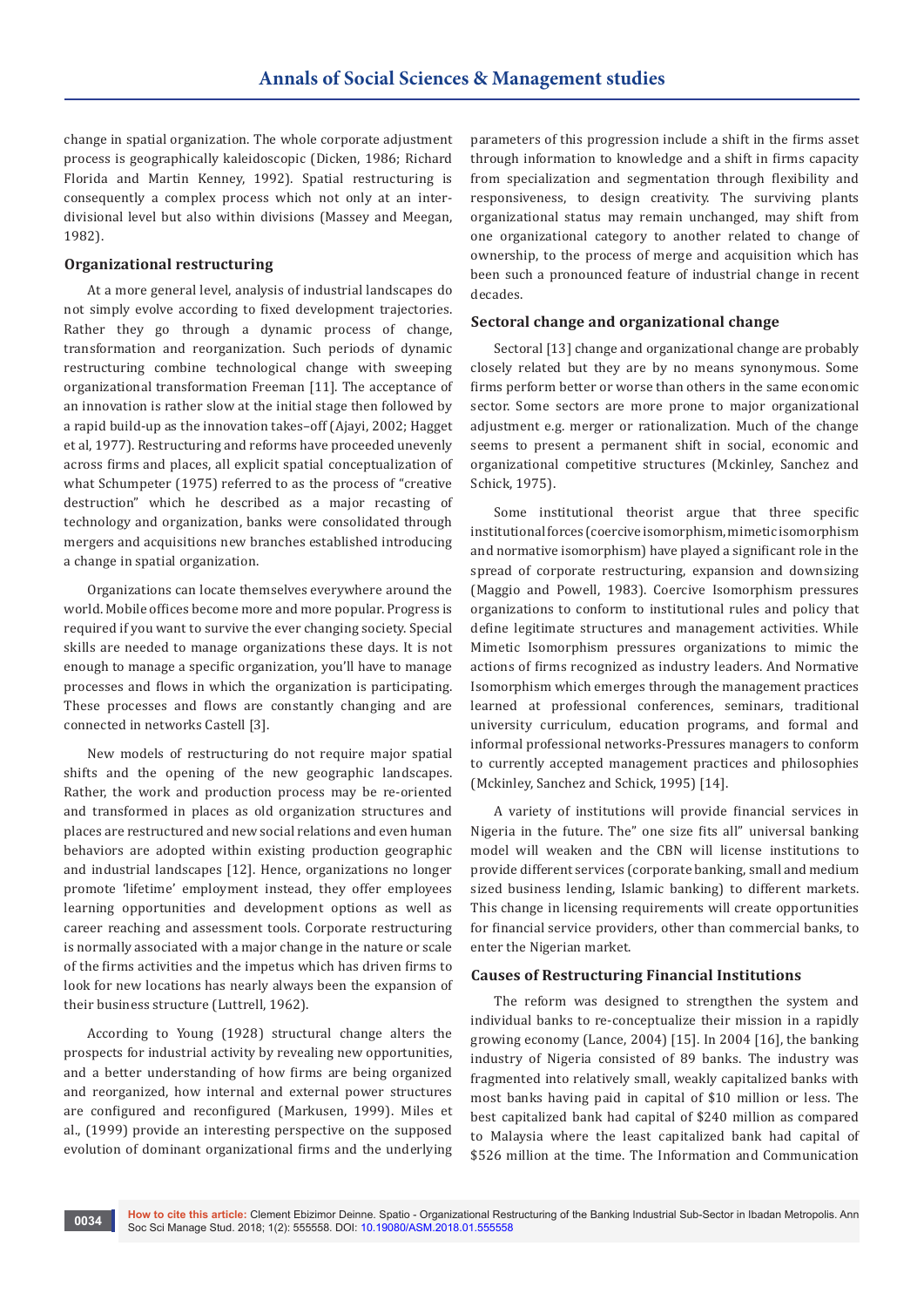change in spatial organization. The whole corporate adjustment process is geographically kaleidoscopic (Dicken, 1986; Richard Florida and Martin Kenney, 1992). Spatial restructuring is consequently a complex process which not only at an inter-divisional level but also within divisions (Massey and Meegan, 1982).

### Organizational restructuring

At a more general level, analysis of industrial landscapes do not simply evolve according to fixed development trajectories. Rather they go through a dynamic process of change, transformation and reorganization. Such periods of dynamic restructuring combine technological change with sweeping organizational transformation Freeman [11]. The acceptance of an innovation is rather slow at the initial stage then followed by a rapid build-up as the innovation takes–off (Ajayi, 2002; Hagget et al, 1977). Restructuring and reforms have proceeded unevenly across firms and places, all explicit spatial conceptualization of what Schumpeter (1975) referred to as the process of "creative destruction" which he described as a major recasting of technology and organization, banks were consolidated through mergers and acquisitions new branches established introducing a change in spatial organization.

Organizations can locate themselves everywhere around the world. Mobile offices become more and more popular. Progress is required if you want to survive the ever changing society. Special skills are needed to manage organizations these days. It is not enough to manage a specific organization, you'll have to manage processes and flows in which the organization is participating. These processes and flows are constantly changing and are connected in networks Castell [3].

New models of restructuring do not require major spatial shifts and the opening of the new geographic landscapes. Rather, the work and production process may be re-oriented and transformed in places as old organization structures and places are restructured and new social relations and even human behaviors are adopted within existing production geographic and industrial landscapes [12]. Hence, organizations no longer promote 'lifetime' employment instead, they offer employees learning opportunities and development options as well as career reaching and assessment tools. Corporate restructuring is normally associated with a major change in the nature or scale of the firms activities and the impetus which has driven firms to look for new locations has nearly always been the expansion of their business structure (Luttrell, 1962).

According to Young (1928) structural change alters the prospects for industrial activity by revealing new opportunities, and a better understanding of how firms are being organized and reorganized, how internal and external power structures are configured and reconfigured (Markusen, 1999). Miles et al., (1999) provide an interesting perspective on the supposed evolution of dominant organizational firms and the underlying parameters of this progression include a shift in the firms asset through information to knowledge and a shift in firms capacity from specialization and segmentation through flexibility and responsiveness, to design creativity. The surviving plants organizational status may remain unchanged, may shift from one organizational category to another related to change of ownership, to the process of merge and acquisition which has been such a pronounced feature of industrial change in recent decades.

### Sectoral change and organizational change

Sectoral [13] change and organizational change are probably closely related but they are by no means synonymous. Some firms perform better or worse than others in the same economic sector. Some sectors are more prone to major organizational adjustment e.g. merger or rationalization. Much of the change seems to present a permanent shift in social, economic and organizational competitive structures (Mckinley, Sanchez and Schick, 1975).

Some institutional theorist argue that three specific institutional forces (coercive isomorphism, mimetic isomorphism and normative isomorphism) have played a significant role in the spread of corporate restructuring, expansion and downsizing (Maggio and Powell, 1983). Coercive Isomorphism pressures organizations to conform to institutional rules and policy that define legitimate structures and management activities. While Mimetic Isomorphism pressures organizations to mimic the actions of firms recognized as industry leaders. And Normative Isomorphism which emerges through the management practices learned at professional conferences, seminars, traditional university curriculum, education programs, and formal and informal professional networks-Pressures managers to conform to currently accepted management practices and philosophies (Mckinley, Sanchez and Schick, 1995) [14].

A variety of institutions will provide financial services in Nigeria in the future. The" one size fits all" universal banking model will weaken and the CBN will license institutions to provide different services (corporate banking, small and medium sized business lending, Islamic banking) to different markets. This change in licensing requirements will create opportunities for financial service providers, other than commercial banks, to enter the Nigerian market.

### Causes of Restructuring Financial Institutions

The reform was designed to strengthen the system and individual banks to re-conceptualize their mission in a rapidly growing economy (Lance, 2004) [15]. In 2004 [16], the banking industry of Nigeria consisted of 89 banks. The industry was fragmented into relatively small, weakly capitalized banks with most banks having paid in capital of $10 million or less. The best capitalized bank had capital of $240 million as compared to Malaysia where the least capitalized bank had capital of $526 million at the time. The Information and Communication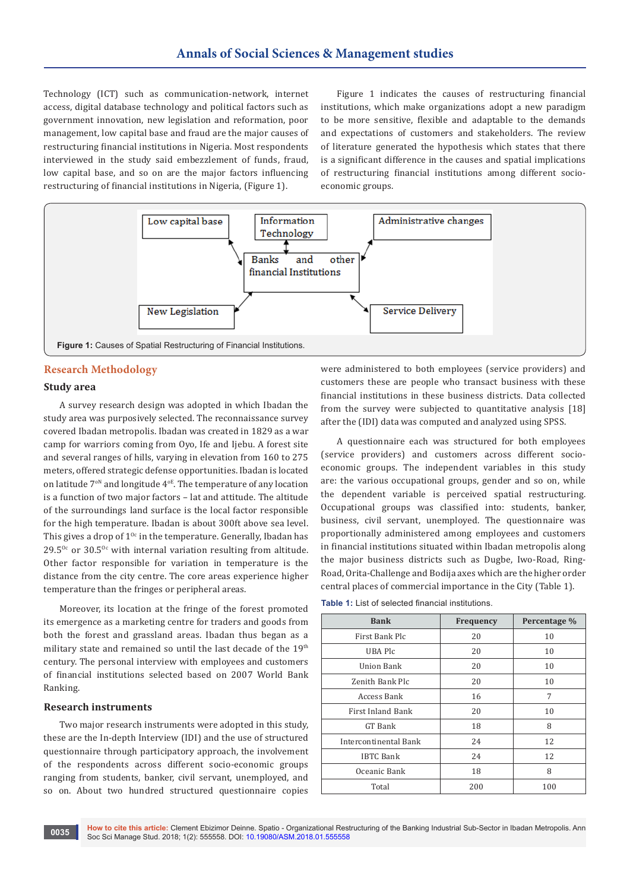Technology (ICT) such as communication-network, internet access, digital database technology and political factors such as government innovation, new legislation and reformation, poor management, low capital base and fraud are the major causes of restructuring financial institutions in Nigeria. Most respondents interviewed in the study said embezzlement of funds, fraud, low capital base, and so on are the major factors influencing restructuring of financial institutions in Nigeria, (Figure 1).

Figure 1 indicates the causes of restructuring financial institutions, which make organizations adopt a new paradigm to be more sensitive, flexible and adaptable to the demands and expectations of customers and stakeholders. The review of literature generated the hypothesis which states that there is a significant difference in the causes and spatial implications of restructuring financial institutions among different socio-economic groups.

Low capital base

Information Technology

Administrative changes

Banks and other financial Institutions

New Legislation

Service Delivery

**Figure 1:** Causes of Spatial Restructuring of Financial Institutions.

## Research Methodology

### Study area

A survey research design was adopted in which Ibadan the study area was purposively selected. The reconnaissance survey covered Ibadan metropolis. Ibadan was created in 1829 as a war camp for warriors coming from Oyo, Ife and Ijebu. A forest site and several ranges of hills, varying in elevation from 160 to 275 meters, offered strategic defense opportunities. Ibadan is located on latitude $7^{oN}$ and longitude $4^{oE}$. The temperature of any location is a function of two major factors – lat and attitude. The altitude of the surroundings land surface is the local factor responsible for the high temperature. Ibadan is about 300ft above sea level. This gives a drop of $1^{0c}$ in the temperature. Generally, Ibadan has $29.5^{0c}$ or $30.5^{0c}$ with internal variation resulting from altitude. Other factor responsible for variation in temperature is the distance from the city centre. The core areas experience higher temperature than the fringes or peripheral areas.

Moreover, its location at the fringe of the forest promoted its emergence as a marketing centre for traders and goods from both the forest and grassland areas. Ibadan thus began as a military state and remained so until the last decade of the 19th century. The personal interview with employees and customers of financial institutions selected based on 2007 World Bank Ranking.

### Research instruments

Two major research instruments were adopted in this study, these are the In-depth Interview (IDI) and the use of structured questionnaire through participatory approach, the involvement of the respondents across different socio-economic groups ranging from students, banker, civil servant, unemployed, and so on. About two hundred structured questionnaire copies were administered to both employees (service providers) and customers these are people who transact business with these financial institutions in these business districts. Data collected from the survey were subjected to quantitative analysis [18] after the (IDI) data was computed and analyzed using SPSS.

A questionnaire each was structured for both employees (service providers) and customers across different socio-economic groups. The independent variables in this study are: the various occupational groups, gender and so on, while the dependent variable is perceived spatial restructuring. Occupational groups was classified into: students, banker, business, civil servant, unemployed. The questionnaire was proportionally administered among employees and customers in financial institutions situated within Ibadan metropolis along the major business districts such as Dugbe, Iwo-Road, Ring-Road, Orita-Challenge and Bodija axes which are the higher order central places of commercial importance in the City (Table 1).

**Table 1:** List of selected financial institutions.

| Bank | Frequency | Percentage % |
|---|---|---|
| First Bank Plc | 20 | 10 |
| UBA Plc | 20 | 10 |
| Union Bank | 20 | 10 |
| Zenith Bank Plc | 20 | 10 |
| Access Bank | 16 | 7 |
| First Inland Bank | 20 | 10 |
| GT Bank | 18 | 8 |
| Intercontinental Bank | 24 | 12 |
| IBTC Bank | 24 | 12 |
| Oceanic Bank | 18 | 8 |
| Total | 200 | 100 |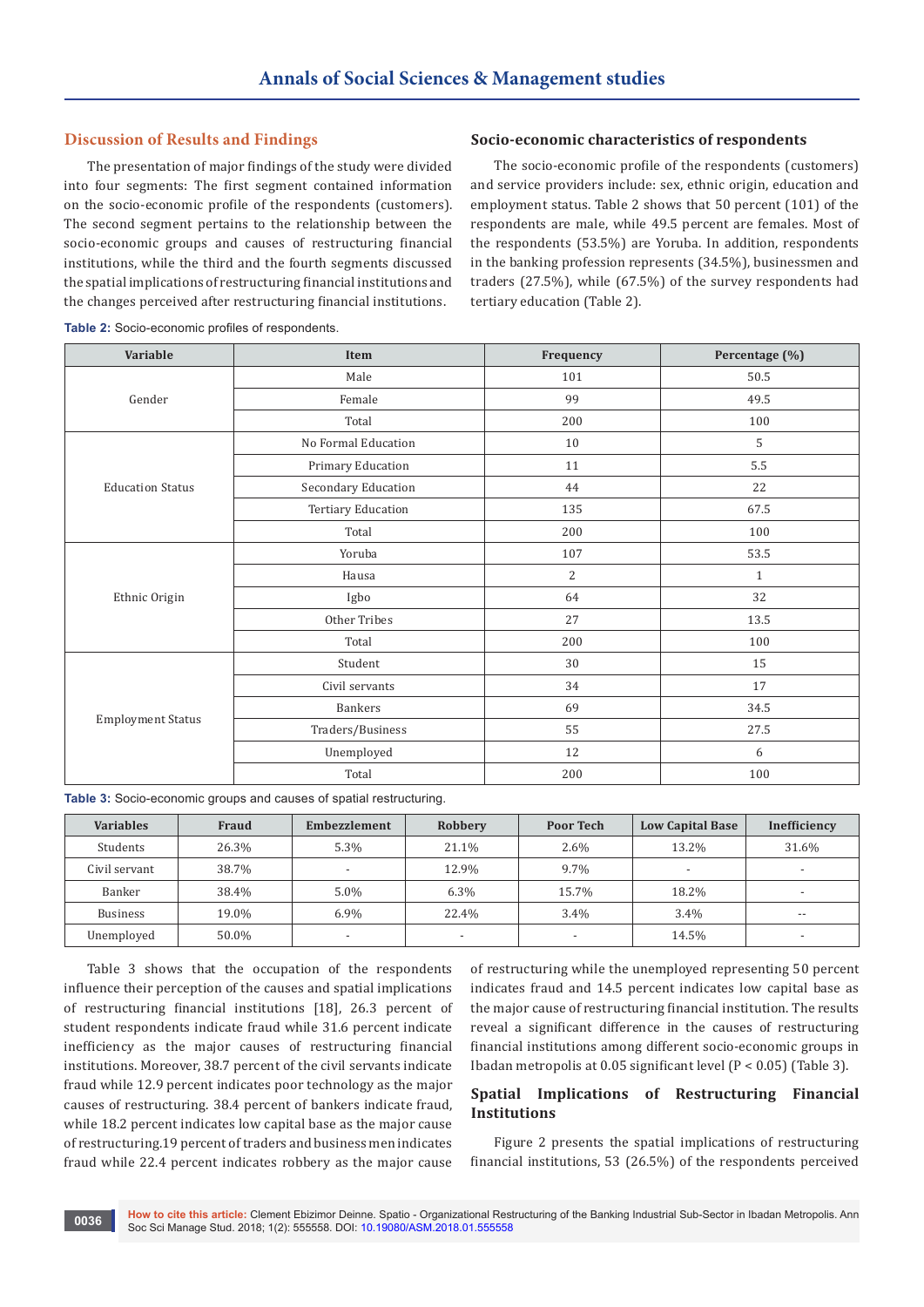## Discussion of Results and Findings

The presentation of major findings of the study were divided into four segments: The first segment contained information on the socio-economic profile of the respondents (customers). The second segment pertains to the relationship between the socio-economic groups and causes of restructuring financial institutions, while the third and the fourth segments discussed the spatial implications of restructuring financial institutions and the changes perceived after restructuring financial institutions.

### Socio-economic characteristics of respondents

The socio-economic profile of the respondents (customers) and service providers include: sex, ethnic origin, education and employment status. Table 2 shows that 50 percent (101) of the respondents are male, while 49.5 percent are females. Most of the respondents (53.5%) are Yoruba. In addition, respondents in the banking profession represents (34.5%), businessmen and traders (27.5%), while (67.5%) of the survey respondents had tertiary education (Table 2).

**Table 2:** Socio-economic profiles of respondents.

| Variable | Item | Frequency | Percentage (%) |
|---|---|---|---|
| Gender | Male | 101 | 50.5 |
| | Female | 99 | 49.5 |
| | Total | 200 | 100 |
| Education Status | No Formal Education | 10 | 5 |
| | Primary Education | 11 | 5.5 |
| | Secondary Education | 44 | 22 |
| | Tertiary Education | 135 | 67.5 |
| | Total | 200 | 100 |
| Ethnic Origin | Yoruba | 107 | 53.5 |
| | Hausa | 2 | 1 |
| | Igbo | 64 | 32 |
| | Other Tribes | 27 | 13.5 |
| | Total | 200 | 100 |
| Employment Status | Student | 30 | 15 |
| | Civil servants | 34 | 17 |
| | Bankers | 69 | 34.5 |
| | Traders/Business | 55 | 27.5 |
| | Unemployed | 12 | 6 |
| | Total | 200 | 100 |

**Table 3:** Socio-economic groups and causes of spatial restructuring.

| Variables | Fraud | Embezzlement | Robbery | Poor Tech | Low Capital Base | Inefficiency |
|---|---|---|---|---|---|---|
| Students | 26.3% | 5.3% | 21.1% | 2.6% | 13.2% | 31.6% |
| Civil servant | 38.7% | - | 12.9% | 9.7% | - | - |
| Banker | 38.4% | 5.0% | 6.3% | 15.7% | 18.2% | - |
| Business | 19.0% | 6.9% | 22.4% | 3.4% | 3.4% | -- |
| Unemployed | 50.0% | - | - | - | 14.5% | - |

Table 3 shows that the occupation of the respondents influence their perception of the causes and spatial implications of restructuring financial institutions [18], 26.3 percent of student respondents indicate fraud while 31.6 percent indicate inefficiency as the major causes of restructuring financial institutions. Moreover, 38.7 percent of the civil servants indicate fraud while 12.9 percent indicates poor technology as the major causes of restructuring. 38.4 percent of bankers indicate fraud, while 18.2 percent indicates low capital base as the major cause of restructuring.19 percent of traders and business men indicates fraud while 22.4 percent indicates robbery as the major cause of restructuring while the unemployed representing 50 percent indicates fraud and 14.5 percent indicates low capital base as the major cause of restructuring financial institution. The results reveal a significant difference in the causes of restructuring financial institutions among different socio-economic groups in Ibadan metropolis at 0.05 significant level ($P < 0.05$) (Table 3).

### Spatial Implications of Restructuring Financial Institutions

Figure 2 presents the spatial implications of restructuring financial institutions, 53 (26.5%) of the respondents perceived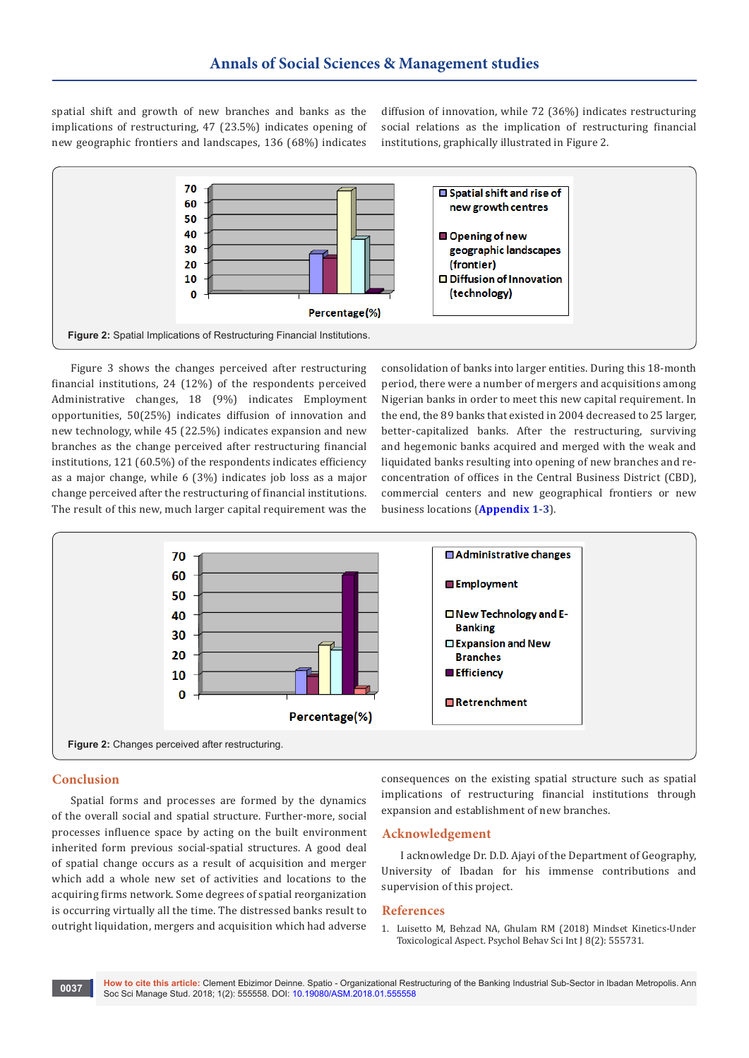spatial shift and growth of new branches and banks as the implications of restructuring, 47 (23.5%) indicates opening of new geographic frontiers and landscapes, 136 (68%) indicates diffusion of innovation, while 72 (36%) indicates restructuring social relations as the implication of restructuring financial institutions, graphically illustrated in Figure 2.

**Figure 2:** Spatial Implications of Restructuring Financial Institutions.

Figure 3 shows the changes perceived after restructuring financial institutions, 24 (12%) of the respondents perceived Administrative changes, 18 (9%) indicates Employment opportunities, 50(25%) indicates diffusion of innovation and new technology, while 45 (22.5%) indicates expansion and new branches as the change perceived after restructuring financial institutions, 121 (60.5%) of the respondents indicates efficiency as a major change, while 6 (3%) indicates job loss as a major change perceived after the restructuring of financial institutions. The result of this new, much larger capital requirement was the consolidation of banks into larger entities. During this 18-month period, there were a number of mergers and acquisitions among Nigerian banks in order to meet this new capital requirement. In the end, the 89 banks that existed in 2004 decreased to 25 larger, better-capitalized banks. After the restructuring, surviving and hegemonic banks acquired and merged with the weak and liquidated banks resulting into opening of new branches and re-concentration of offices in the Central Business District (CBD), commercial centers and new geographical frontiers or new business locations (**Appendix 1-3**).

**Figure 2:** Changes perceived after restructuring.

## Conclusion

Spatial forms and processes are formed by the dynamics of the overall social and spatial structure. Further-more, social processes influence space by acting on the built environment inherited form previous social-spatial structures. A good deal of spatial change occurs as a result of acquisition and merger which add a whole new set of activities and locations to the acquiring firms network. Some degrees of spatial reorganization is occurring virtually all the time. The distressed banks result to outright liquidation, mergers and acquisition which had adverse consequences on the existing spatial structure such as spatial implications of restructuring financial institutions through expansion and establishment of new branches.

## Acknowledgement

I acknowledge Dr. D.D. Ajayi of the Department of Geography, University of Ibadan for his immense contributions and supervision of this project.

## References

1. Luisetto M, Behzad NA, Ghulam RM (2018) Mindset Kinetics-Under Toxicological Aspect. Psychol Behav Sci Int J 8(2): 555731.

**How to cite this article:** Clement Ebizimor Deinne. Spatio - Organizational Restructuring of the Banking Industrial Sub-Sector in Ibadan Metropolis. Ann Soc Sci Manage Stud. 2018; 1(2): 555558. DOI: 10.19080/ASM.2018.01.555558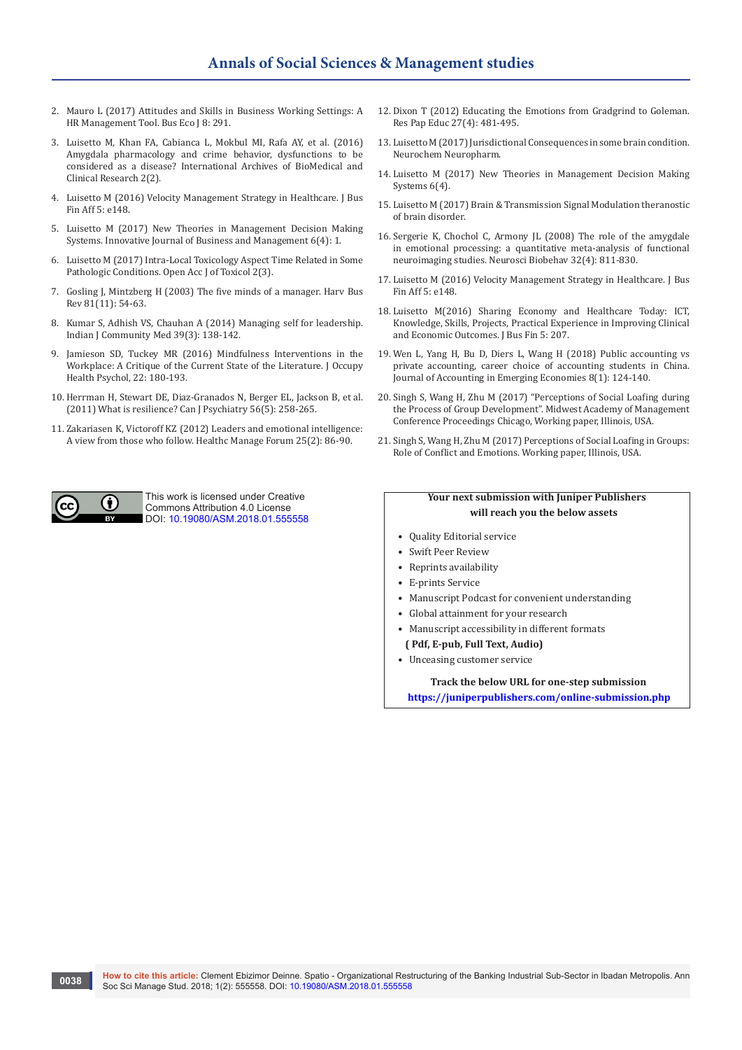2. Mauro L (2017) Attitudes and Skills in Business Working Settings: A HR Management Tool. Bus Eco J 8: 291.
3. Luisetto M, Khan FA, Cabianca L, Mokbul MI, Rafa AY, et al. (2016) Amygdala pharmacology and crime behavior, dysfunctions to be considered as a disease? International Archives of BioMedical and Clinical Research 2(2).
4. Luisetto M (2016) Velocity Management Strategy in Healthcare. J Bus Fin Aff 5: e148.
5. Luisetto M (2017) New Theories in Management Decision Making Systems. Innovative Journal of Business and Management 6(4): 1.
6. Luisetto M (2017) Intra-Local Toxicology Aspect Time Related in Some Pathologic Conditions. Open Acc J of Toxicol 2(3).
7. Gosling J, Mintzberg H (2003) The five minds of a manager. Harv Bus Rev 81(11): 54-63.
8. Kumar S, Adhish VS, Chauhan A (2014) Managing self for leadership. Indian J Community Med 39(3): 138-142.
9. Jamieson SD, Tuckey MR (2016) Mindfulness Interventions in the Workplace: A Critique of the Current State of the Literature. J Occupy Health Psychol, 22: 180-193.
10. Herrman H, Stewart DE, Diaz-Granados N, Berger EL, Jackson B, et al. (2011) What is resilience? Can J Psychiatry 56(5): 258-265.
11. Zakariasen K, Victoroff KZ (2012) Leaders and emotional intelligence: A view from those who follow. Healthc Manage Forum 25(2): 86-90.
12. Dixon T (2012) Educating the Emotions from Gradgrind to Goleman. Res Pap Educ 27(4): 481-495.
13. Luisetto M (2017) Jurisdictional Consequences in some brain condition. Neurochem Neuropharm.
14. Luisetto M (2017) New Theories in Management Decision Making Systems 6(4).
15. Luisetto M (2017) Brain & Transmission Signal Modulation theranostic of brain disorder.
16. Sergerie K, Chochol C, Armony JL (2008) The role of the amygdale in emotional processing: a quantitative meta-analysis of functional neuroimaging studies. Neurosci Biobehav 32(4): 811-830.
17. Luisetto M (2016) Velocity Management Strategy in Healthcare. J Bus Fin Aff 5: e148.
18. Luisetto M(2016) Sharing Economy and Healthcare Today: ICT, Knowledge, Skills, Projects, Practical Experience in Improving Clinical and Economic Outcomes. J Bus Fin 5: 207.
19. Wen L, Yang H, Bu D, Diers L, Wang H (2018) Public accounting vs private accounting, career choice of accounting students in China. Journal of Accounting in Emerging Economies 8(1): 124-140.
20. Singh S, Wang H, Zhu M (2017) "Perceptions of Social Loafing during the Process of Group Development". Midwest Academy of Management Conference Proceedings Chicago, Working paper, Illinois, USA.
21. Singh S, Wang H, Zhu M (2017) Perceptions of Social Loafing in Groups: Role of Conflict and Emotions. Working paper, Illinois, USA.

This work is licensed under Creative Commons Attribution 4.0 License
DOI: 10.19080/ASM.2018.01.555558

**Your next submission with Juniper Publishers will reach you the below assets**

- Quality Editorial service
- Swift Peer Review
- Reprints availability
- E-prints Service
- Manuscript Podcast for convenient understanding
- Global attainment for your research
- Manuscript accessibility in different formats **( Pdf, E-pub, Full Text, Audio)**
- Unceasing customer service

**Track the below URL for one-step submission**
**https://juniperpublishers.com/online-submission.php**